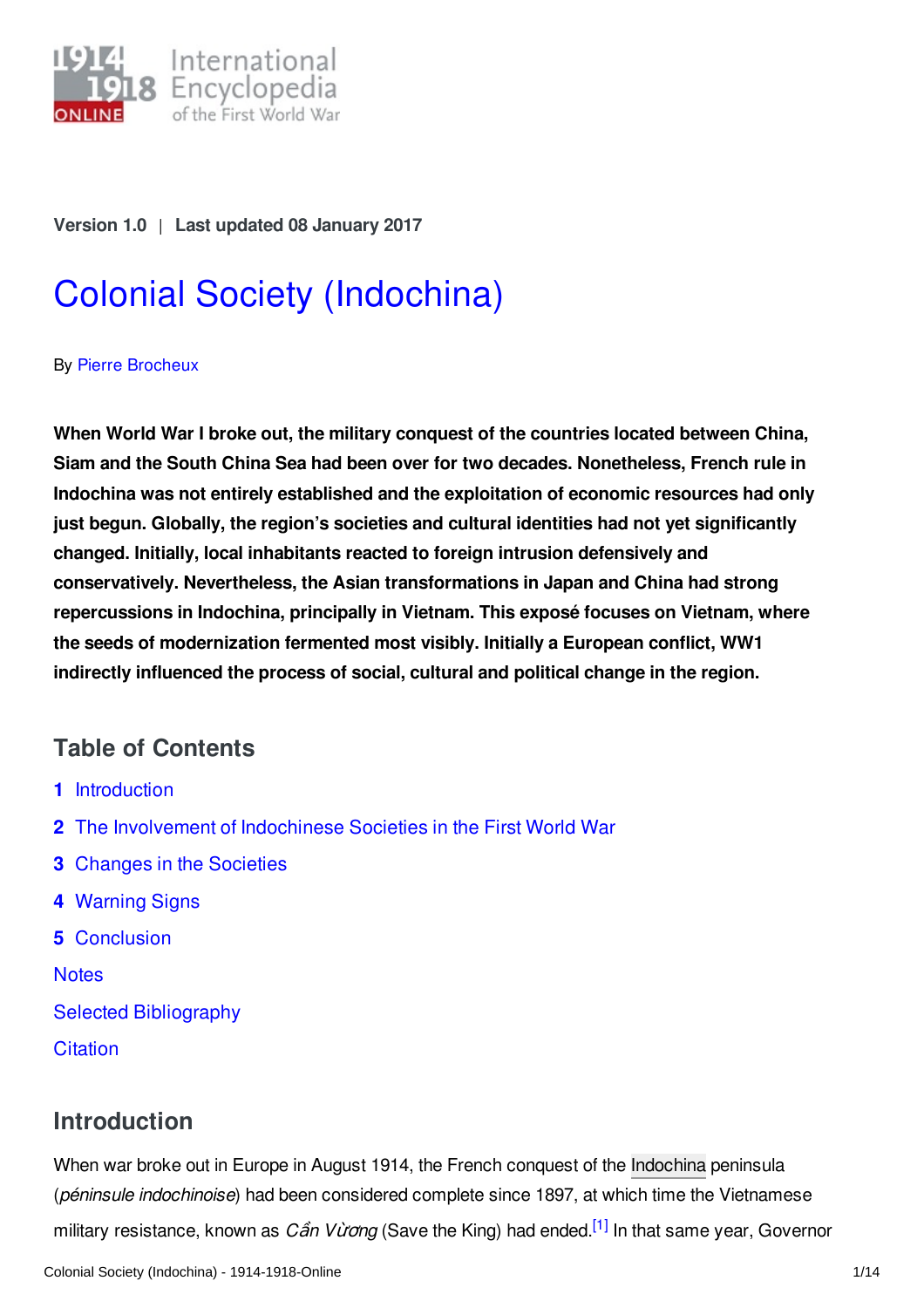Version 1.0 | Last updated 08 January 2017

# Colonial Society (Indochina)

By Pierre Brocheux

**When World War I broke out, the military conquest of the countries located between China, Siam and the South China Sea had been over for two decades. Nonetheless, French rule in Indochina was not entirely established and the exploitation of economic resources had only just begun. Globally, the region's societies and cultural identities had not yet significantly changed. Initially, local inhabitants reacted to foreign intrusion defensively and conservatively. Nevertheless, the Asian transformations in Japan and China had strong repercussions in Indochina, principally in Vietnam. This exposé focuses on Vietnam, where the seeds of modernization fermented most visibly. Initially a European conflict, WW1 indirectly influenced the process of social, cultural and political change in the region.**

## Table of Contents

1. Introduction
2. The Involvement of Indochinese Societies in the First World War
3. Changes in the Societies
4. Warning Signs
5. Conclusion

Notes

Selected Bibliography

Citation

## Introduction

When war broke out in Europe in August 1914, the French conquest of the Indochina peninsula (*péninsule indochinoise*) had been considered complete since 1897, at which time the Vietnamese military resistance, known as *Cần Vương* (Save the King) had ended.[1] In that same year, Governor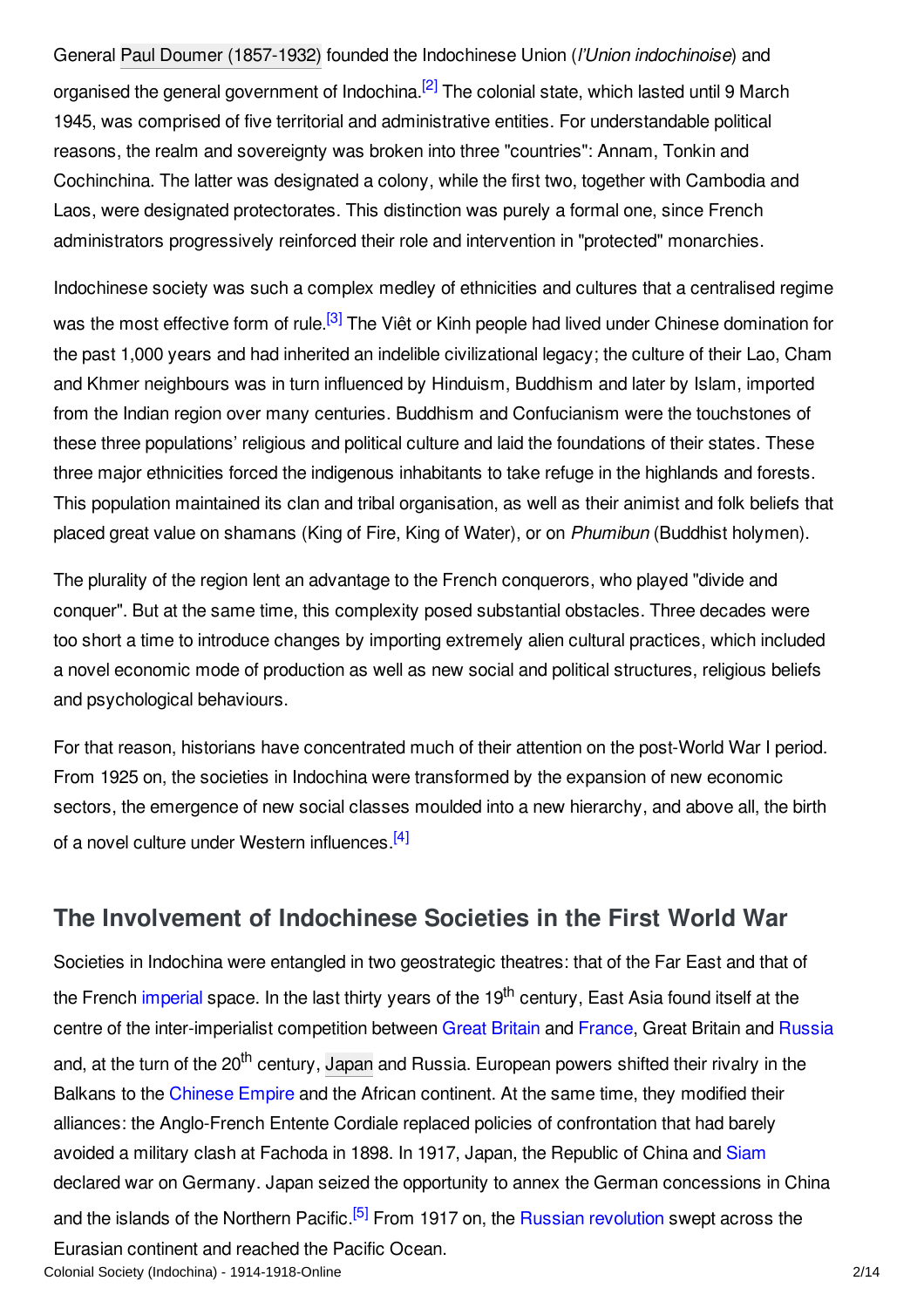General Paul Doumer (1857-1932) founded the Indochinese Union (*l'Union indochinoise*) and organised the general government of Indochina.[2] The colonial state, which lasted until 9 March 1945, was comprised of five territorial and administrative entities. For understandable political reasons, the realm and sovereignty was broken into three "countries": Annam, Tonkin and Cochinchina. The latter was designated a colony, while the first two, together with Cambodia and Laos, were designated protectorates. This distinction was purely a formal one, since French administrators progressively reinforced their role and intervention in "protected" monarchies.

Indochinese society was such a complex medley of ethnicities and cultures that a centralised regime was the most effective form of rule.[3] The Viêt or Kinh people had lived under Chinese domination for the past 1,000 years and had inherited an indelible civilizational legacy; the culture of their Lao, Cham and Khmer neighbours was in turn influenced by Hinduism, Buddhism and later by Islam, imported from the Indian region over many centuries. Buddhism and Confucianism were the touchstones of these three populations' religious and political culture and laid the foundations of their states. These three major ethnicities forced the indigenous inhabitants to take refuge in the highlands and forests. This population maintained its clan and tribal organisation, as well as their animist and folk beliefs that placed great value on shamans (King of Fire, King of Water), or on *Phumibun* (Buddhist holymen).

The plurality of the region lent an advantage to the French conquerors, who played "divide and conquer". But at the same time, this complexity posed substantial obstacles. Three decades were too short a time to introduce changes by importing extremely alien cultural practices, which included a novel economic mode of production as well as new social and political structures, religious beliefs and psychological behaviours.

For that reason, historians have concentrated much of their attention on the post-World War I period. From 1925 on, the societies in Indochina were transformed by the expansion of new economic sectors, the emergence of new social classes moulded into a new hierarchy, and above all, the birth of a novel culture under Western influences.[4]

## The Involvement of Indochinese Societies in the First World War

Societies in Indochina were entangled in two geostrategic theatres: that of the Far East and that of the French imperial space. In the last thirty years of the 19th century, East Asia found itself at the centre of the inter-imperialist competition between Great Britain and France, Great Britain and Russia and, at the turn of the 20th century, Japan and Russia. European powers shifted their rivalry in the Balkans to the Chinese Empire and the African continent. At the same time, they modified their alliances: the Anglo-French Entente Cordiale replaced policies of confrontation that had barely avoided a military clash at Fachoda in 1898. In 1917, Japan, the Republic of China and Siam declared war on Germany. Japan seized the opportunity to annex the German concessions in China and the islands of the Northern Pacific.[5] From 1917 on, the Russian revolution swept across the Eurasian continent and reached the Pacific Ocean.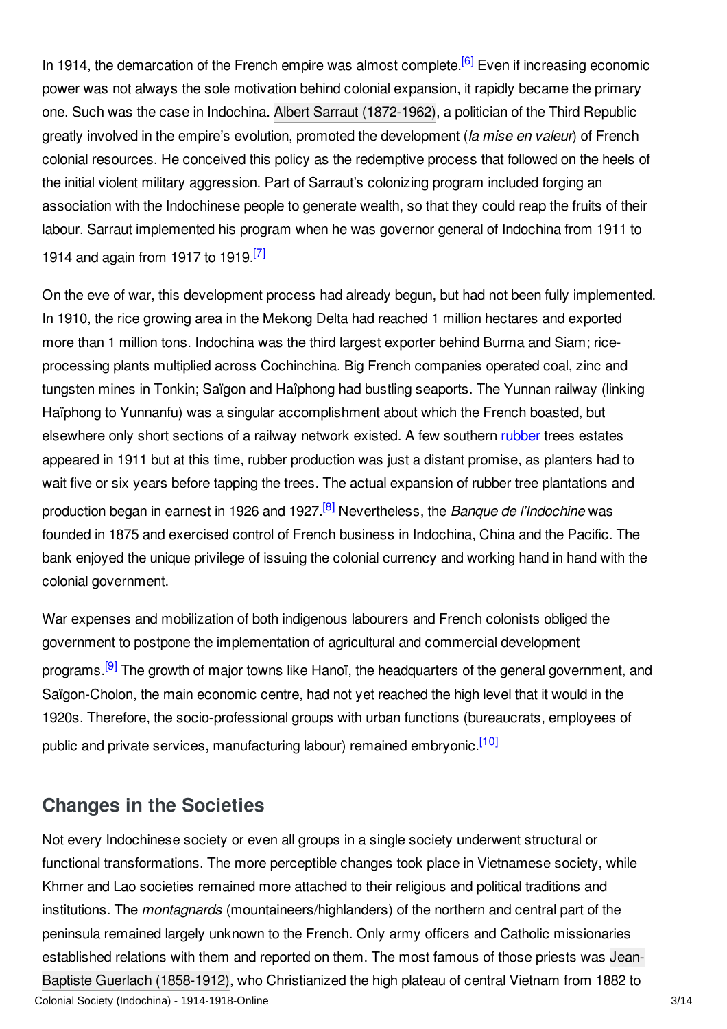In 1914, the demarcation of the French empire was almost complete.[6] Even if increasing economic power was not always the sole motivation behind colonial expansion, it rapidly became the primary one. Such was the case in Indochina. Albert Sarraut (1872-1962), a politician of the Third Republic greatly involved in the empire's evolution, promoted the development (*la mise en valeur*) of French colonial resources. He conceived this policy as the redemptive process that followed on the heels of the initial violent military aggression. Part of Sarraut's colonizing program included forging an association with the Indochinese people to generate wealth, so that they could reap the fruits of their labour. Sarraut implemented his program when he was governor general of Indochina from 1911 to 1914 and again from 1917 to 1919.[7]

On the eve of war, this development process had already begun, but had not been fully implemented. In 1910, the rice growing area in the Mekong Delta had reached 1 million hectares and exported more than 1 million tons. Indochina was the third largest exporter behind Burma and Siam; rice-processing plants multiplied across Cochinchina. Big French companies operated coal, zinc and tungsten mines in Tonkin; Saïgon and Haîphong had bustling seaports. The Yunnan railway (linking Haïphong to Yunnanfu) was a singular accomplishment about which the French boasted, but elsewhere only short sections of a railway network existed. A few southern rubber trees estates appeared in 1911 but at this time, rubber production was just a distant promise, as planters had to wait five or six years before tapping the trees. The actual expansion of rubber tree plantations and production began in earnest in 1926 and 1927.[8] Nevertheless, the *Banque de l'Indochine* was founded in 1875 and exercised control of French business in Indochina, China and the Pacific. The bank enjoyed the unique privilege of issuing the colonial currency and working hand in hand with the colonial government.

War expenses and mobilization of both indigenous labourers and French colonists obliged the government to postpone the implementation of agricultural and commercial development programs.[9] The growth of major towns like Hanoï, the headquarters of the general government, and Saïgon-Cholon, the main economic centre, had not yet reached the high level that it would in the 1920s. Therefore, the socio-professional groups with urban functions (bureaucrats, employees of public and private services, manufacturing labour) remained embryonic.[10]

## Changes in the Societies

Not every Indochinese society or even all groups in a single society underwent structural or functional transformations. The more perceptible changes took place in Vietnamese society, while Khmer and Lao societies remained more attached to their religious and political traditions and institutions. The *montagnards* (mountaineers/highlanders) of the northern and central part of the peninsula remained largely unknown to the French. Only army officers and Catholic missionaries established relations with them and reported on them. The most famous of those priests was Jean-Baptiste Guerlach (1858-1912), who Christianized the high plateau of central Vietnam from 1882 to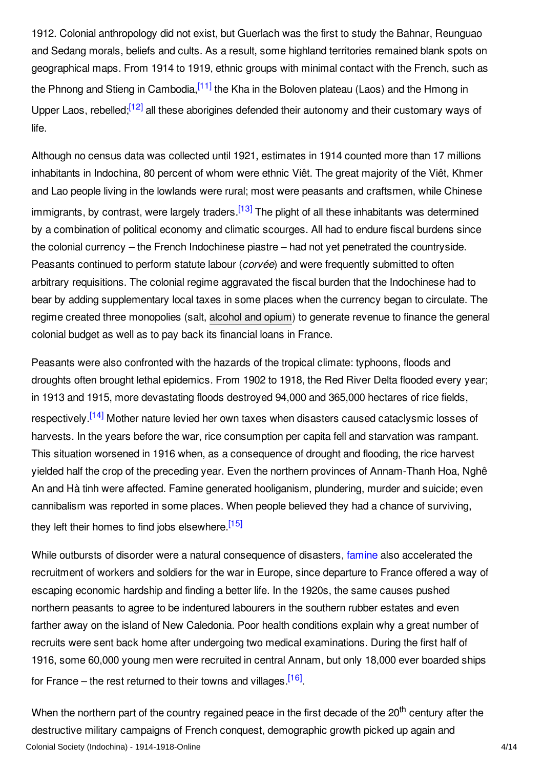1912. Colonial anthropology did not exist, but Guerlach was the first to study the Bahnar, Reunguao and Sedang morals, beliefs and cults. As a result, some highland territories remained blank spots on geographical maps. From 1914 to 1919, ethnic groups with minimal contact with the French, such as the Phnong and Stieng in Cambodia,[11] the Kha in the Boloven plateau (Laos) and the Hmong in Upper Laos, rebelled;[12] all these aborigines defended their autonomy and their customary ways of life.

Although no census data was collected until 1921, estimates in 1914 counted more than 17 millions inhabitants in Indochina, 80 percent of whom were ethnic Viêt. The great majority of the Viêt, Khmer and Lao people living in the lowlands were rural; most were peasants and craftsmen, while Chinese immigrants, by contrast, were largely traders.[13] The plight of all these inhabitants was determined by a combination of political economy and climatic scourges. All had to endure fiscal burdens since the colonial currency – the French Indochinese piastre – had not yet penetrated the countryside. Peasants continued to perform statute labour (*corvée*) and were frequently submitted to often arbitrary requisitions. The colonial regime aggravated the fiscal burden that the Indochinese had to bear by adding supplementary local taxes in some places when the currency began to circulate. The regime created three monopolies (salt, alcohol and opium) to generate revenue to finance the general colonial budget as well as to pay back its financial loans in France.

Peasants were also confronted with the hazards of the tropical climate: typhoons, floods and droughts often brought lethal epidemics. From 1902 to 1918, the Red River Delta flooded every year; in 1913 and 1915, more devastating floods destroyed 94,000 and 365,000 hectares of rice fields, respectively.[14] Mother nature levied her own taxes when disasters caused cataclysmic losses of harvests. In the years before the war, rice consumption per capita fell and starvation was rampant. This situation worsened in 1916 when, as a consequence of drought and flooding, the rice harvest yielded half the crop of the preceding year. Even the northern provinces of Annam-Thanh Hoa, Nghê An and Hà tinh were affected. Famine generated hooliganism, plundering, murder and suicide; even cannibalism was reported in some places. When people believed they had a chance of surviving, they left their homes to find jobs elsewhere.[15]

While outbursts of disorder were a natural consequence of disasters, famine also accelerated the recruitment of workers and soldiers for the war in Europe, since departure to France offered a way of escaping economic hardship and finding a better life. In the 1920s, the same causes pushed northern peasants to agree to be indentured labourers in the southern rubber estates and even farther away on the island of New Caledonia. Poor health conditions explain why a great number of recruits were sent back home after undergoing two medical examinations. During the first half of 1916, some 60,000 young men were recruited in central Annam, but only 18,000 ever boarded ships for France – the rest returned to their towns and villages.[16].

When the northern part of the country regained peace in the first decade of the 20th century after the destructive military campaigns of French conquest, demographic growth picked up again and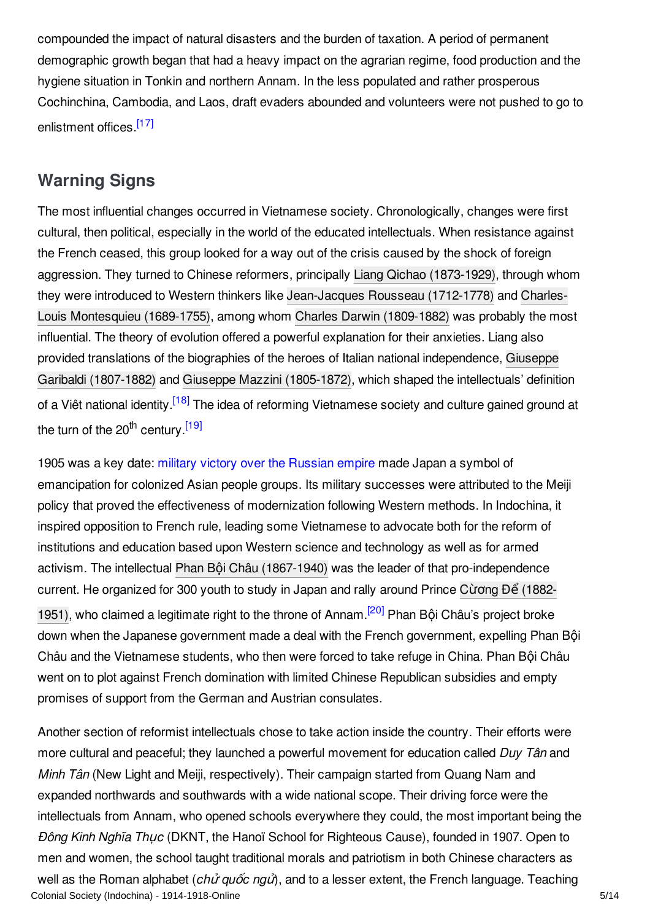compounded the impact of natural disasters and the burden of taxation. A period of permanent demographic growth began that had a heavy impact on the agrarian regime, food production and the hygiene situation in Tonkin and northern Annam. In the less populated and rather prosperous Cochinchina, Cambodia, and Laos, draft evaders abounded and volunteers were not pushed to go to enlistment offices.[17]

## Warning Signs

The most influential changes occurred in Vietnamese society. Chronologically, changes were first cultural, then political, especially in the world of the educated intellectuals. When resistance against the French ceased, this group looked for a way out of the crisis caused by the shock of foreign aggression. They turned to Chinese reformers, principally Liang Qichao (1873-1929), through whom they were introduced to Western thinkers like Jean-Jacques Rousseau (1712-1778) and Charles-Louis Montesquieu (1689-1755), among whom Charles Darwin (1809-1882) was probably the most influential. The theory of evolution offered a powerful explanation for their anxieties. Liang also provided translations of the biographies of the heroes of Italian national independence, Giuseppe Garibaldi (1807-1882) and Giuseppe Mazzini (1805-1872), which shaped the intellectuals' definition of a Viêt national identity.[18] The idea of reforming Vietnamese society and culture gained ground at the turn of the 20th century.[19]

1905 was a key date: military victory over the Russian empire made Japan a symbol of emancipation for colonized Asian people groups. Its military successes were attributed to the Meiji policy that proved the effectiveness of modernization following Western methods. In Indochina, it inspired opposition to French rule, leading some Vietnamese to advocate both for the reform of institutions and education based upon Western science and technology as well as for armed activism. The intellectual Phan Bội Châu (1867-1940) was the leader of that pro-independence current. He organized for 300 youth to study in Japan and rally around Prince Cường Để (1882-1951), who claimed a legitimate right to the throne of Annam.[20] Phan Bội Châu's project broke down when the Japanese government made a deal with the French government, expelling Phan Bội Châu and the Vietnamese students, who then were forced to take refuge in China. Phan Bội Châu went on to plot against French domination with limited Chinese Republican subsidies and empty promises of support from the German and Austrian consulates.

Another section of reformist intellectuals chose to take action inside the country. Their efforts were more cultural and peaceful; they launched a powerful movement for education called *Duy Tân* and *Minh Tân* (New Light and Meiji, respectively). Their campaign started from Quang Nam and expanded northwards and southwards with a wide national scope. Their driving force were the intellectuals from Annam, who opened schools everywhere they could, the most important being the *Đông Kinh Nghĩa Thục* (DKNT, the Hanoï School for Righteous Cause), founded in 1907. Open to men and women, the school taught traditional morals and patriotism in both Chinese characters as well as the Roman alphabet (*chữ quốc ngữ*), and to a lesser extent, the French language. Teaching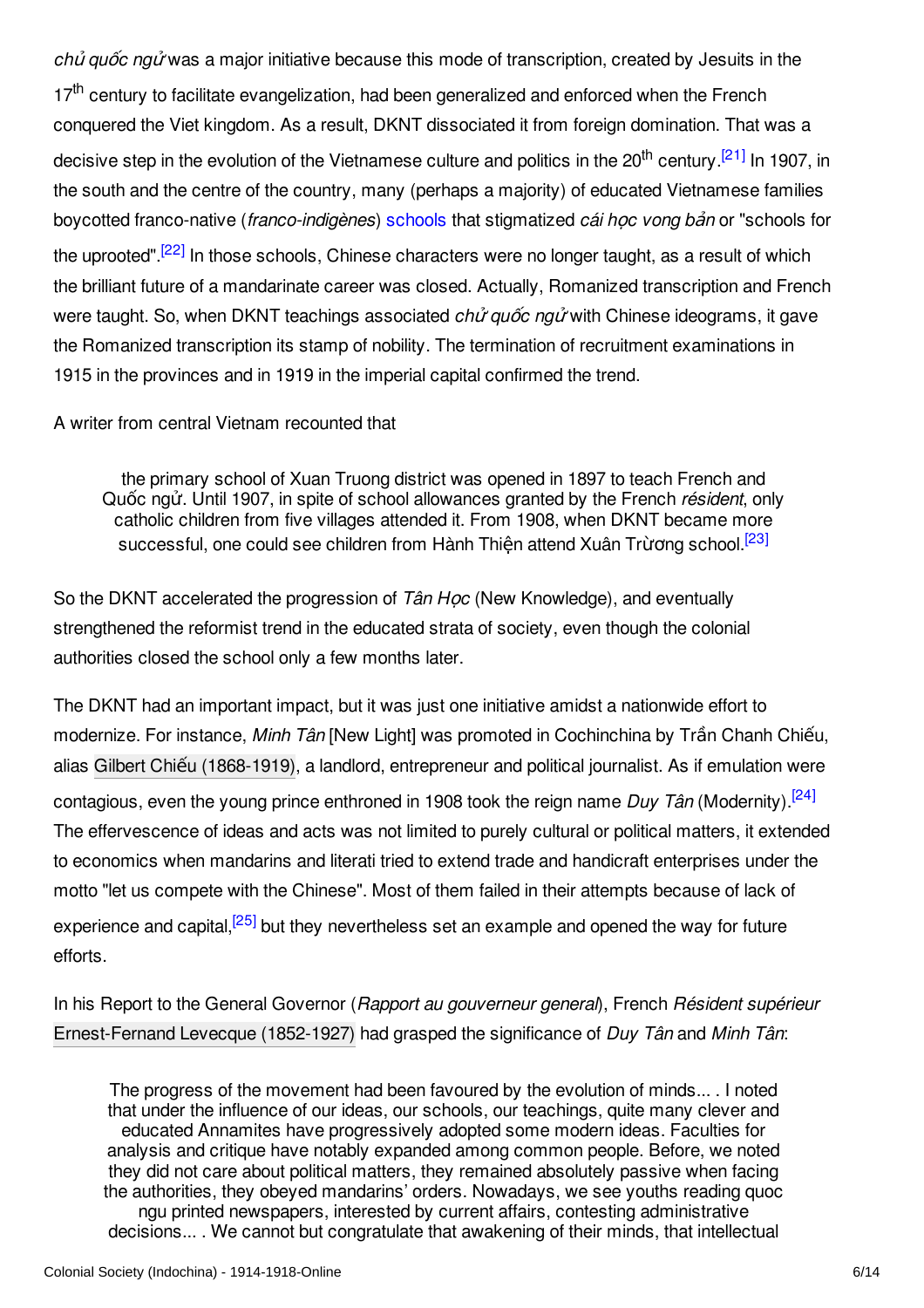*chủ quốc ngữ* was a major initiative because this mode of transcription, created by Jesuits in the 17th century to facilitate evangelization, had been generalized and enforced when the French conquered the Viet kingdom. As a result, DKNT dissociated it from foreign domination. That was a decisive step in the evolution of the Vietnamese culture and politics in the 20th century.[21] In 1907, in the south and the centre of the country, many (perhaps a majority) of educated Vietnamese families boycotted franco-native (*franco-indigènes*) schools that stigmatized *cái học vong bản* or "schools for the uprooted".[22] In those schools, Chinese characters were no longer taught, as a result of which the brilliant future of a mandarinate career was closed. Actually, Romanized transcription and French were taught. So, when DKNT teachings associated *chủ quốc ngữ* with Chinese ideograms, it gave the Romanized transcription its stamp of nobility. The termination of recruitment examinations in 1915 in the provinces and in 1919 in the imperial capital confirmed the trend.

A writer from central Vietnam recounted that

> the primary school of Xuan Truong district was opened in 1897 to teach French and Quốc ngữ. Until 1907, in spite of school allowances granted by the French *résident*, only catholic children from five villages attended it. From 1908, when DKNT became more successful, one could see children from Hành Thiện attend Xuân Trường school.[23]

So the DKNT accelerated the progression of *Tân Học* (New Knowledge), and eventually strengthened the reformist trend in the educated strata of society, even though the colonial authorities closed the school only a few months later.

The DKNT had an important impact, but it was just one initiative amidst a nationwide effort to modernize. For instance, *Minh Tân* [New Light] was promoted in Cochinchina by Trần Chanh Chiếu, alias Gilbert Chiếu (1868-1919), a landlord, entrepreneur and political journalist. As if emulation were contagious, even the young prince enthroned in 1908 took the reign name *Duy Tân* (Modernity).[24] The effervescence of ideas and acts was not limited to purely cultural or political matters, it extended to economics when mandarins and literati tried to extend trade and handicraft enterprises under the motto "let us compete with the Chinese". Most of them failed in their attempts because of lack of experience and capital,[25] but they nevertheless set an example and opened the way for future efforts.

In his Report to the General Governor (*Rapport au gouverneur general*), French *Résident supérieur* Ernest-Fernand Levecque (1852-1927) had grasped the significance of *Duy Tân* and *Minh Tân*:

> The progress of the movement had been favoured by the evolution of minds... . I noted that under the influence of our ideas, our schools, our teachings, quite many clever and educated Annamites have progressively adopted some modern ideas. Faculties for analysis and critique have notably expanded among common people. Before, we noted they did not care about political matters, they remained absolutely passive when facing the authorities, they obeyed mandarins' orders. Nowadays, we see youths reading quoc ngu printed newspapers, interested by current affairs, contesting administrative decisions... . We cannot but congratulate that awakening of their minds, that intellectual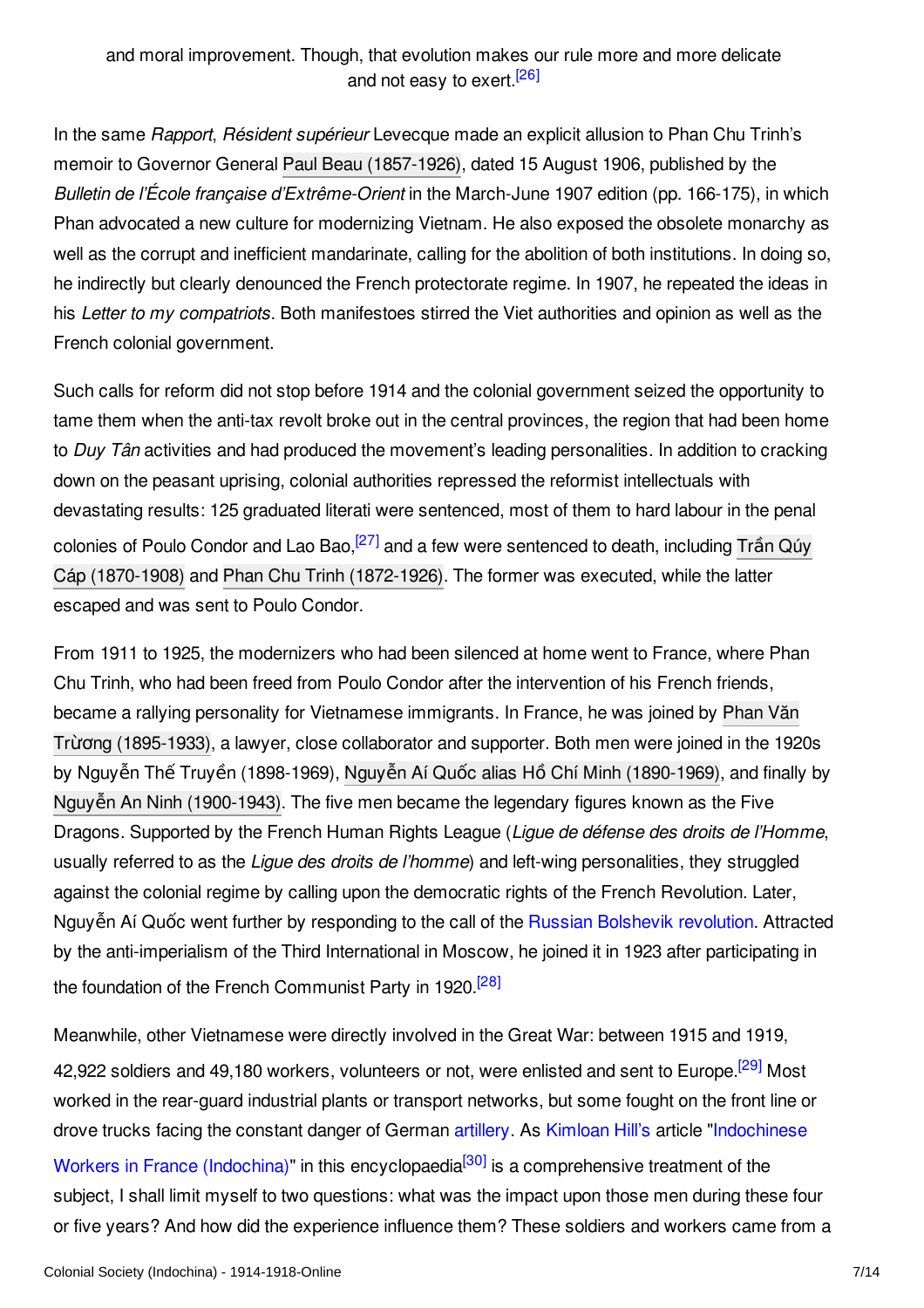and moral improvement. Though, that evolution makes our rule more and more delicate and not easy to exert.[26]

In the same *Rapport*, *Résident supérieur* Levecque made an explicit allusion to Phan Chu Trinh's memoir to Governor General Paul Beau (1857-1926), dated 15 August 1906, published by the *Bulletin de l'École française d'Extrême-Orient* in the March-June 1907 edition (pp. 166-175), in which Phan advocated a new culture for modernizing Vietnam. He also exposed the obsolete monarchy as well as the corrupt and inefficient mandarinate, calling for the abolition of both institutions. In doing so, he indirectly but clearly denounced the French protectorate regime. In 1907, he repeated the ideas in his *Letter to my compatriots*. Both manifestoes stirred the Viet authorities and opinion as well as the French colonial government.

Such calls for reform did not stop before 1914 and the colonial government seized the opportunity to tame them when the anti-tax revolt broke out in the central provinces, the region that had been home to *Duy Tân* activities and had produced the movement's leading personalities. In addition to cracking down on the peasant uprising, colonial authorities repressed the reformist intellectuals with devastating results: 125 graduated literati were sentenced, most of them to hard labour in the penal colonies of Poulo Condor and Lao Bao,[27] and a few were sentenced to death, including Trần Qúy Cáp (1870-1908) and Phan Chu Trinh (1872-1926). The former was executed, while the latter escaped and was sent to Poulo Condor.

From 1911 to 1925, the modernizers who had been silenced at home went to France, where Phan Chu Trinh, who had been freed from Poulo Condor after the intervention of his French friends, became a rallying personality for Vietnamese immigrants. In France, he was joined by Phan Văn Trường (1895-1933), a lawyer, close collaborator and supporter. Both men were joined in the 1920s by Nguyễn Thế Truyền (1898-1969), Nguyễn Aí Quốc alias Hồ Chí Minh (1890-1969), and finally by Nguyễn An Ninh (1900-1943). The five men became the legendary figures known as the Five Dragons. Supported by the French Human Rights League (*Ligue de défense des droits de l'Homme*, usually referred to as the *Ligue des droits de l'homme*) and left-wing personalities, they struggled against the colonial regime by calling upon the democratic rights of the French Revolution. Later, Nguyễn Aí Quốc went further by responding to the call of the Russian Bolshevik revolution. Attracted by the anti-imperialism of the Third International in Moscow, he joined it in 1923 after participating in the foundation of the French Communist Party in 1920.[28]

Meanwhile, other Vietnamese were directly involved in the Great War: between 1915 and 1919, 42,922 soldiers and 49,180 workers, volunteers or not, were enlisted and sent to Europe.[29] Most worked in the rear-guard industrial plants or transport networks, but some fought on the front line or drove trucks facing the constant danger of German artillery. As Kimloan Hill's article "Indochinese Workers in France (Indochina)" in this encyclopaedia[30] is a comprehensive treatment of the subject, I shall limit myself to two questions: what was the impact upon those men during these four or five years? And how did the experience influence them? These soldiers and workers came from a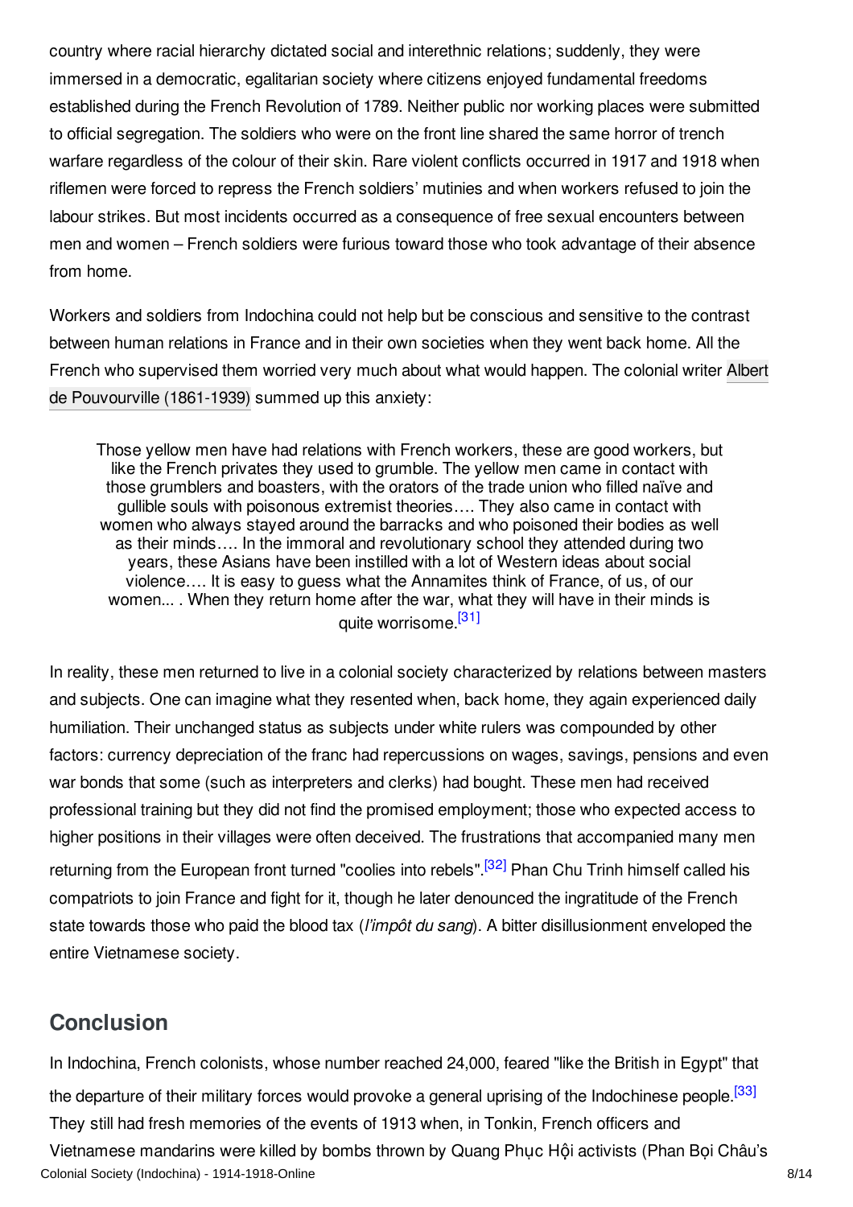country where racial hierarchy dictated social and interethnic relations; suddenly, they were immersed in a democratic, egalitarian society where citizens enjoyed fundamental freedoms established during the French Revolution of 1789. Neither public nor working places were submitted to official segregation. The soldiers who were on the front line shared the same horror of trench warfare regardless of the colour of their skin. Rare violent conflicts occurred in 1917 and 1918 when riflemen were forced to repress the French soldiers' mutinies and when workers refused to join the labour strikes. But most incidents occurred as a consequence of free sexual encounters between men and women – French soldiers were furious toward those who took advantage of their absence from home.

Workers and soldiers from Indochina could not help but be conscious and sensitive to the contrast between human relations in France and in their own societies when they went back home. All the French who supervised them worried very much about what would happen. The colonial writer Albert de Pouvourville (1861-1939) summed up this anxiety:

> Those yellow men have had relations with French workers, these are good workers, but like the French privates they used to grumble. The yellow men came in contact with those grumblers and boasters, with the orators of the trade union who filled naïve and gullible souls with poisonous extremist theories…. They also came in contact with women who always stayed around the barracks and who poisoned their bodies as well as their minds…. In the immoral and revolutionary school they attended during two years, these Asians have been instilled with a lot of Western ideas about social violence…. It is easy to guess what the Annamites think of France, of us, of our women... . When they return home after the war, what they will have in their minds is quite worrisome.[31]

In reality, these men returned to live in a colonial society characterized by relations between masters and subjects. One can imagine what they resented when, back home, they again experienced daily humiliation. Their unchanged status as subjects under white rulers was compounded by other factors: currency depreciation of the franc had repercussions on wages, savings, pensions and even war bonds that some (such as interpreters and clerks) had bought. These men had received professional training but they did not find the promised employment; those who expected access to higher positions in their villages were often deceived. The frustrations that accompanied many men returning from the European front turned "coolies into rebels".[32] Phan Chu Trinh himself called his compatriots to join France and fight for it, though he later denounced the ingratitude of the French state towards those who paid the blood tax (*l'impôt du sang*). A bitter disillusionment enveloped the entire Vietnamese society.

## Conclusion

In Indochina, French colonists, whose number reached 24,000, feared "like the British in Egypt" that the departure of their military forces would provoke a general uprising of the Indochinese people.[33] They still had fresh memories of the events of 1913 when, in Tonkin, French officers and Vietnamese mandarins were killed by bombs thrown by Quang Phục Hội activists (Phan Bội Châu's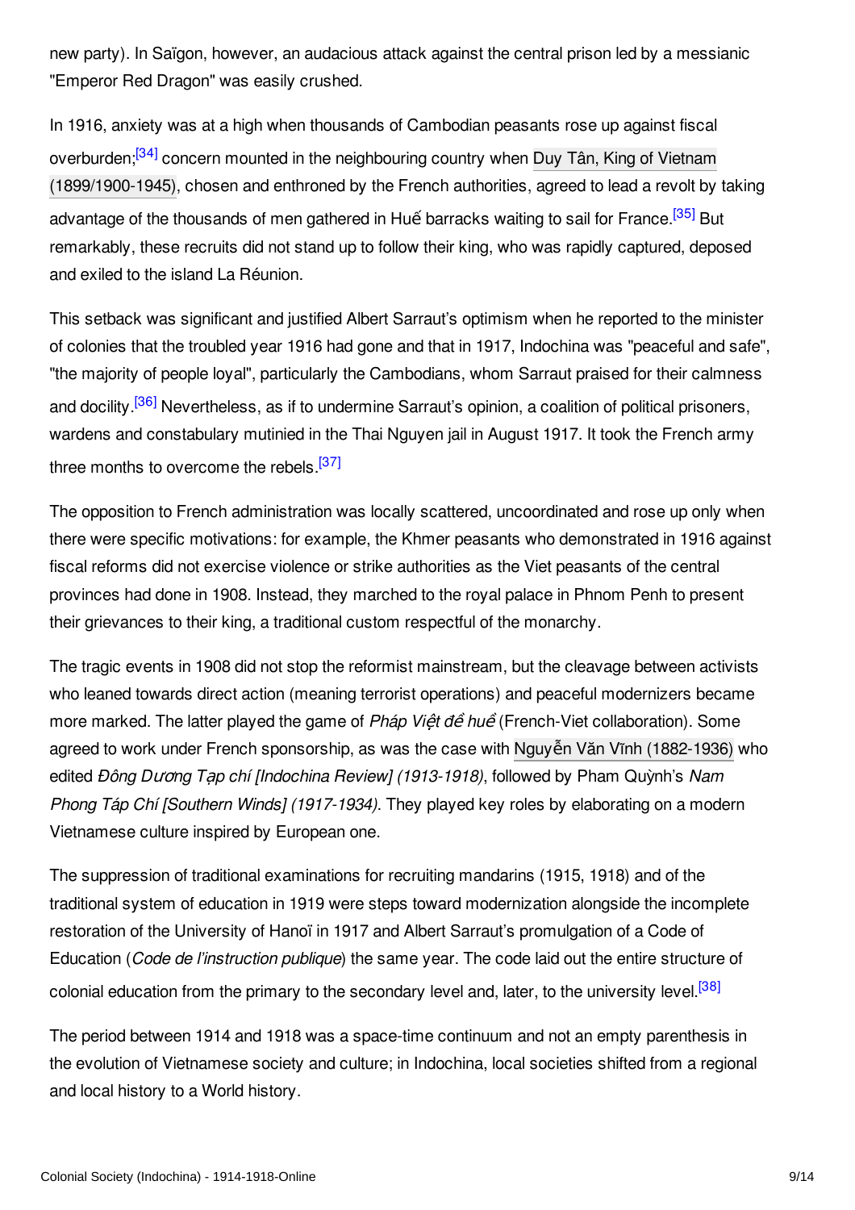new party). In Saïgon, however, an audacious attack against the central prison led by a messianic "Emperor Red Dragon" was easily crushed.

In 1916, anxiety was at a high when thousands of Cambodian peasants rose up against fiscal overburden;[34] concern mounted in the neighbouring country when Duy Tân, King of Vietnam (1899/1900-1945), chosen and enthroned by the French authorities, agreed to lead a revolt by taking advantage of the thousands of men gathered in Huế barracks waiting to sail for France.[35] But remarkably, these recruits did not stand up to follow their king, who was rapidly captured, deposed and exiled to the island La Réunion.

This setback was significant and justified Albert Sarraut's optimism when he reported to the minister of colonies that the troubled year 1916 had gone and that in 1917, Indochina was "peaceful and safe", "the majority of people loyal", particularly the Cambodians, whom Sarraut praised for their calmness and docility.[36] Nevertheless, as if to undermine Sarraut's opinion, a coalition of political prisoners, wardens and constabulary mutinied in the Thai Nguyen jail in August 1917. It took the French army three months to overcome the rebels.[37]

The opposition to French administration was locally scattered, uncoordinated and rose up only when there were specific motivations: for example, the Khmer peasants who demonstrated in 1916 against fiscal reforms did not exercise violence or strike authorities as the Viet peasants of the central provinces had done in 1908. Instead, they marched to the royal palace in Phnom Penh to present their grievances to their king, a traditional custom respectful of the monarchy.

The tragic events in 1908 did not stop the reformist mainstream, but the cleavage between activists who leaned towards direct action (meaning terrorist operations) and peaceful modernizers became more marked. The latter played the game of *Pháp Việt đề huề* (French-Viet collaboration). Some agreed to work under French sponsorship, as was the case with Nguyễn Văn Vĩnh (1882-1936) who edited *Đông Dương Tạp chí [Indochina Review] (1913-1918)*, followed by Pham Quỳnh's *Nam Phong Táp Chí [Southern Winds] (1917-1934)*. They played key roles by elaborating on a modern Vietnamese culture inspired by European one.

The suppression of traditional examinations for recruiting mandarins (1915, 1918) and of the traditional system of education in 1919 were steps toward modernization alongside the incomplete restoration of the University of Hanoï in 1917 and Albert Sarraut's promulgation of a Code of Education (*Code de l'instruction publique*) the same year. The code laid out the entire structure of colonial education from the primary to the secondary level and, later, to the university level.[38]

The period between 1914 and 1918 was a space-time continuum and not an empty parenthesis in the evolution of Vietnamese society and culture; in Indochina, local societies shifted from a regional and local history to a World history.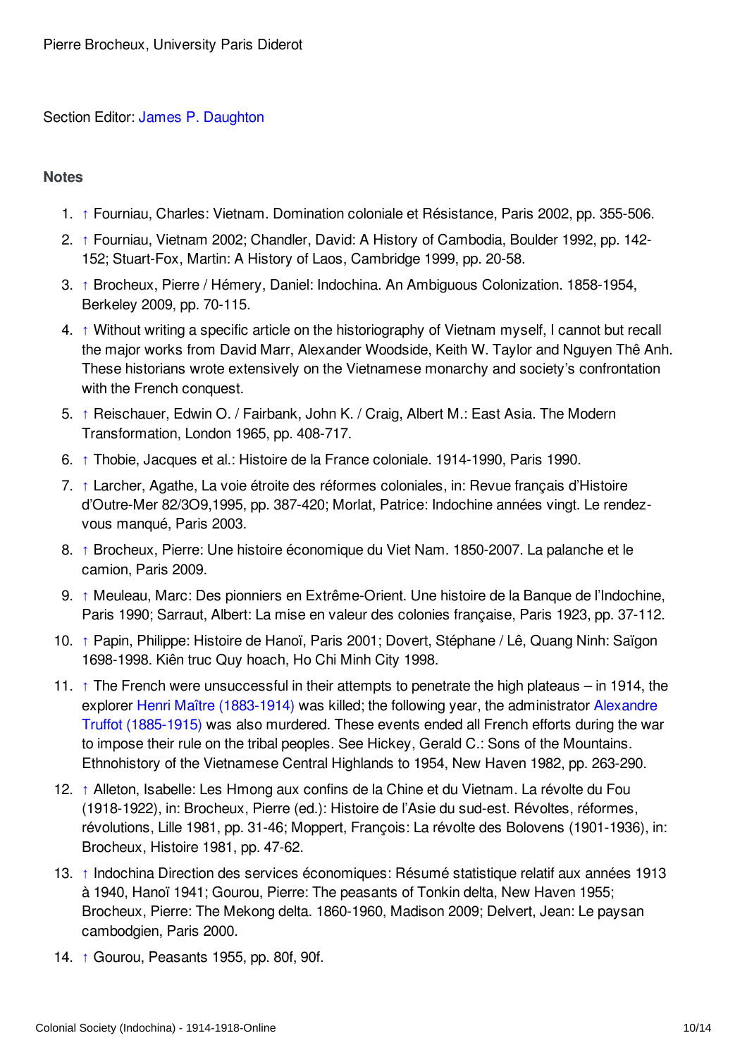Pierre Brocheux, University Paris Diderot

Section Editor: James P. Daughton

## Notes

1. ↑ Fourniau, Charles: Vietnam. Domination coloniale et Résistance, Paris 2002, pp. 355-506.
2. ↑ Fourniau, Vietnam 2002; Chandler, David: A History of Cambodia, Boulder 1992, pp. 142-152; Stuart-Fox, Martin: A History of Laos, Cambridge 1999, pp. 20-58.
3. ↑ Brocheux, Pierre / Hémery, Daniel: Indochina. An Ambiguous Colonization. 1858-1954, Berkeley 2009, pp. 70-115.
4. ↑ Without writing a specific article on the historiography of Vietnam myself, I cannot but recall the major works from David Marr, Alexander Woodside, Keith W. Taylor and Nguyen Thê Anh. These historians wrote extensively on the Vietnamese monarchy and society's confrontation with the French conquest.
5. ↑ Reischauer, Edwin O. / Fairbank, John K. / Craig, Albert M.: East Asia. The Modern Transformation, London 1965, pp. 408-717.
6. ↑ Thobie, Jacques et al.: Histoire de la France coloniale. 1914-1990, Paris 1990.
7. ↑ Larcher, Agathe, La voie étroite des réformes coloniales, in: Revue français d'Histoire d'Outre-Mer 82/3O9,1995, pp. 387-420; Morlat, Patrice: Indochine années vingt. Le rendez-vous manqué, Paris 2003.
8. ↑ Brocheux, Pierre: Une histoire économique du Viet Nam. 1850-2007. La palanche et le camion, Paris 2009.
9. ↑ Meuleau, Marc: Des pionniers en Extrême-Orient. Une histoire de la Banque de l'Indochine, Paris 1990; Sarraut, Albert: La mise en valeur des colonies française, Paris 1923, pp. 37-112.
10. ↑ Papin, Philippe: Histoire de Hanoï, Paris 2001; Dovert, Stéphane / Lê, Quang Ninh: Saïgon 1698-1998. Kiên truc Quy hoach, Ho Chi Minh City 1998.
11. ↑ The French were unsuccessful in their attempts to penetrate the high plateaus – in 1914, the explorer Henri Maître (1883-1914) was killed; the following year, the administrator Alexandre Truffot (1885-1915) was also murdered. These events ended all French efforts during the war to impose their rule on the tribal peoples. See Hickey, Gerald C.: Sons of the Mountains. Ethnohistory of the Vietnamese Central Highlands to 1954, New Haven 1982, pp. 263-290.
12. ↑ Alleton, Isabelle: Les Hmong aux confins de la Chine et du Vietnam. La révolte du Fou (1918-1922), in: Brocheux, Pierre (ed.): Histoire de l'Asie du sud-est. Révoltes, réformes, révolutions, Lille 1981, pp. 31-46; Moppert, François: La révolte des Bolovens (1901-1936), in: Brocheux, Histoire 1981, pp. 47-62.
13. ↑ Indochina Direction des services économiques: Résumé statistique relatif aux années 1913 à 1940, Hanoï 1941; Gourou, Pierre: The peasants of Tonkin delta, New Haven 1955; Brocheux, Pierre: The Mekong delta. 1860-1960, Madison 2009; Delvert, Jean: Le paysan cambodgien, Paris 2000.
14. ↑ Gourou, Peasants 1955, pp. 80f, 90f.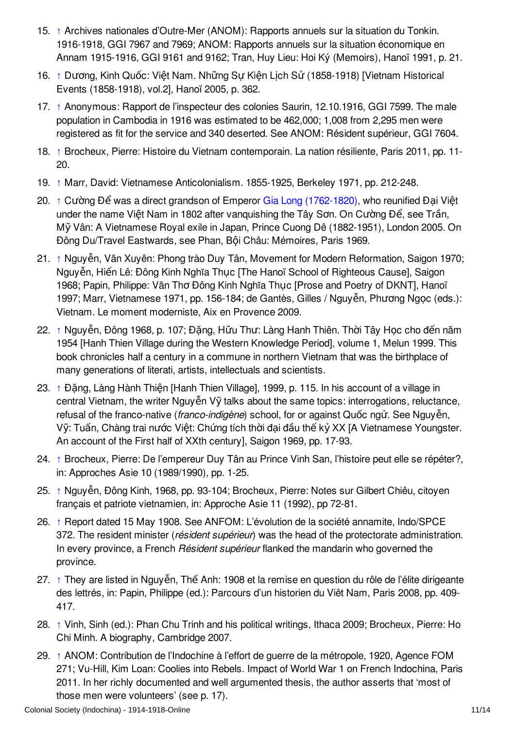15. ↑ Archives nationales d'Outre-Mer (ANOM): Rapports annuels sur la situation du Tonkin. 1916-1918, GGI 7967 and 7969; ANOM: Rapports annuels sur la situation économique en Annam 1915-1916, GGI 9161 and 9162; Tran, Huy Lieu: Hoi Ký (Memoirs), Hanoï 1991, p. 21.
16. ↑ Dương, Kinh Quốc: Việt Nam. Những Sự Kiện Lịch Sử (1858-1918) [Vietnam Historical Events (1858-1918), vol.2], Hanoï 2005, p. 362.
17. ↑ Anonymous: Rapport de l'inspecteur des colonies Saurin, 12.10.1916, GGI 7599. The male population in Cambodia in 1916 was estimated to be 462,000; 1,008 from 2,295 men were registered as fit for the service and 340 deserted. See ANOM: Résident supérieur, GGI 7604.
18. ↑ Brocheux, Pierre: Histoire du Vietnam contemporain. La nation résiliente, Paris 2011, pp. 11-20.
19. ↑ Marr, David: Vietnamese Anticolonialism. 1855-1925, Berkeley 1971, pp. 212-248.
20. ↑ Cường Để was a direct grandson of Emperor Gia Long (1762-1820), who reunified Đại Việt under the name Việt Nam in 1802 after vanquishing the Tây Sơn. On Cường Để, see Trần, Mỹ Vân: A Vietnamese Royal exile in Japan, Prince Cuong Dê (1882-1951), London 2005. On Đông Du/Travel Eastwards, see Phan, Bội Châu: Mémoires, Paris 1969.
21. ↑ Nguyễn, Văn Xuyên: Phong trào Duy Tân, Movement for Modern Reformation, Saigon 1970; Nguyễn, Hiến Lê: Đông Kinh Nghĩa Thục [The Hanoï School of Righteous Cause], Saigon 1968; Papin, Philippe: Văn Thơ Đông Kinh Nghĩa Thục [Prose and Poetry of DKNT], Hanoï 1997; Marr, Vietnamese 1971, pp. 156-184; de Gantès, Gilles / Nguyễn, Phương Ngọc (eds.): Vietnam. Le moment moderniste, Aix en Provence 2009.
22. ↑ Nguyễn, Đông 1968, p. 107; Đặng, Hữu Thư: Làng Hanh Thiên. Thời Tây Học cho đến năm 1954 [Hanh Thien Village during the Western Knowledge Period], volume 1, Melun 1999. This book chronicles half a century in a commune in northern Vietnam that was the birthplace of many generations of literati, artists, intellectuals and scientists.
23. ↑ Đặng, Làng Hành Thiện [Hanh Thien Village], 1999, p. 115. In his account of a village in central Vietnam, the writer Nguyễn Vỹ talks about the same topics: interrogations, reluctance, refusal of the franco-native (*franco-indigène*) school, for or against Quốc ngữ. See Nguyễn, Vỹ: Tuấn, Chàng trai nước Việt: Chứng tích thời đại đầu thế kỷ XX [A Vietnamese Youngster. An account of the First half of XXth century], Saigon 1969, pp. 17-93.
24. ↑ Brocheux, Pierre: De l'empereur Duy Tân au Prince Vinh San, l'histoire peut elle se répéter?, in: Approches Asie 10 (1989/1990), pp. 1-25.
25. ↑ Nguyễn, Đông Kinh, 1968, pp. 93-104; Brocheux, Pierre: Notes sur Gilbert Chiêu, citoyen français et patriote vietnamien, in: Approche Asie 11 (1992), pp 72-81.
26. ↑ Report dated 15 May 1908. See ANFOM: L'évolution de la société annamite, Indo/SPCE 372. The resident minister (*résident supérieur*) was the head of the protectorate administration. In every province, a French *Résident supérieur* flanked the mandarin who governed the province.
27. ↑ They are listed in Nguyễn, Thế Anh: 1908 et la remise en question du rôle de l'élite dirigeante des lettrés, in: Papin, Philippe (ed.): Parcours d'un historien du Viêt Nam, Paris 2008, pp. 409-417.
28. ↑ Vinh, Sinh (ed.): Phan Chu Trinh and his political writings, Ithaca 2009; Brocheux, Pierre: Ho Chi Minh. A biography, Cambridge 2007.
29. ↑ ANOM: Contribution de l'Indochine à l'effort de guerre de la métropole, 1920, Agence FOM 271; Vu-Hill, Kim Loan: Coolies into Rebels. Impact of World War 1 on French Indochina, Paris 2011. In her richly documented and well argumented thesis, the author asserts that 'most of those men were volunteers' (see p. 17).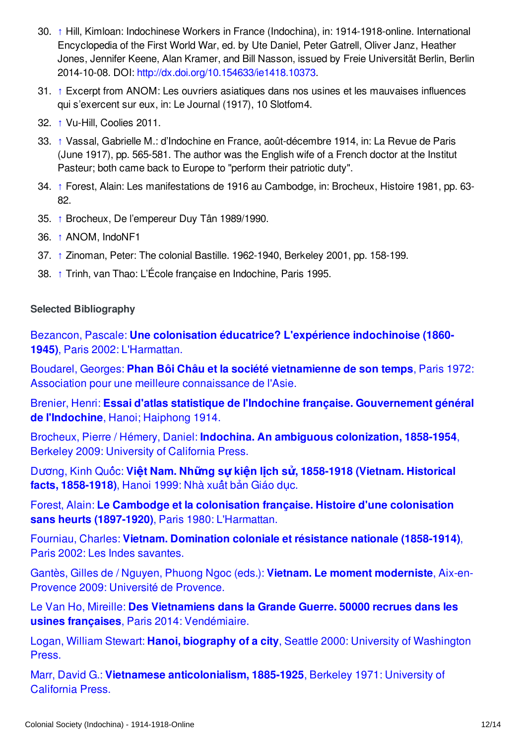30. ↑ Hill, Kimloan: Indochinese Workers in France (Indochina), in: 1914-1918-online. International Encyclopedia of the First World War, ed. by Ute Daniel, Peter Gatrell, Oliver Janz, Heather Jones, Jennifer Keene, Alan Kramer, and Bill Nasson, issued by Freie Universität Berlin, Berlin 2014-10-08. DOI: http://dx.doi.org/10.154633/ie1418.10373.
31. ↑ Excerpt from ANOM: Les ouvriers asiatiques dans nos usines et les mauvaises influences qui s'exercent sur eux, in: Le Journal (1917), 10 Slotfom4.
32. ↑ Vu-Hill, Coolies 2011.
33. ↑ Vassal, Gabrielle M.: d'Indochine en France, août-décembre 1914, in: La Revue de Paris (June 1917), pp. 565-581. The author was the English wife of a French doctor at the Institut Pasteur; both came back to Europe to "perform their patriotic duty".
34. ↑ Forest, Alain: Les manifestations de 1916 au Cambodge, in: Brocheux, Histoire 1981, pp. 63-82.
35. ↑ Brocheux, De l'empereur Duy Tân 1989/1990.
36. ↑ ANOM, IndoNF1
37. ↑ Zinoman, Peter: The colonial Bastille. 1962-1940, Berkeley 2001, pp. 158-199.
38. ↑ Trinh, van Thao: L'École française en Indochine, Paris 1995.

### Selected Bibliography

Bezancon, Pascale: **Une colonisation éducatrice? L'expérience indochinoise (1860-1945)**, Paris 2002: L'Harmattan.

Boudarel, Georges: **Phan Bôi Châu et la société vietnamienne de son temps**, Paris 1972: Association pour une meilleure connaissance de l'Asie.

Brenier, Henri: **Essai d'atlas statistique de l'Indochine française. Gouvernement général de l'Indochine**, Hanoi; Haiphong 1914.

Brocheux, Pierre / Hémery, Daniel: **Indochina. An ambiguous colonization, 1858-1954**, Berkeley 2009: University of California Press.

Dương, Kinh Quốc: **Việt Nam. Những sự kiện lịch sử, 1858-1918 (Vietnam. Historical facts, 1858-1918)**, Hanoi 1999: Nhà xuất bản Giáo dục.

Forest, Alain: **Le Cambodge et la colonisation française. Histoire d'une colonisation sans heurts (1897-1920)**, Paris 1980: L'Harmattan.

Fourniau, Charles: **Vietnam. Domination coloniale et résistance nationale (1858-1914)**, Paris 2002: Les Indes savantes.

Gantès, Gilles de / Nguyen, Phuong Ngoc (eds.): **Vietnam. Le moment moderniste**, Aix-en-Provence 2009: Université de Provence.

Le Van Ho, Mireille: **Des Vietnamiens dans la Grande Guerre. 50000 recrues dans les usines françaises**, Paris 2014: Vendémiaire.

Logan, William Stewart: **Hanoi, biography of a city**, Seattle 2000: University of Washington Press.

Marr, David G.: **Vietnamese anticolonialism, 1885-1925**, Berkeley 1971: University of California Press.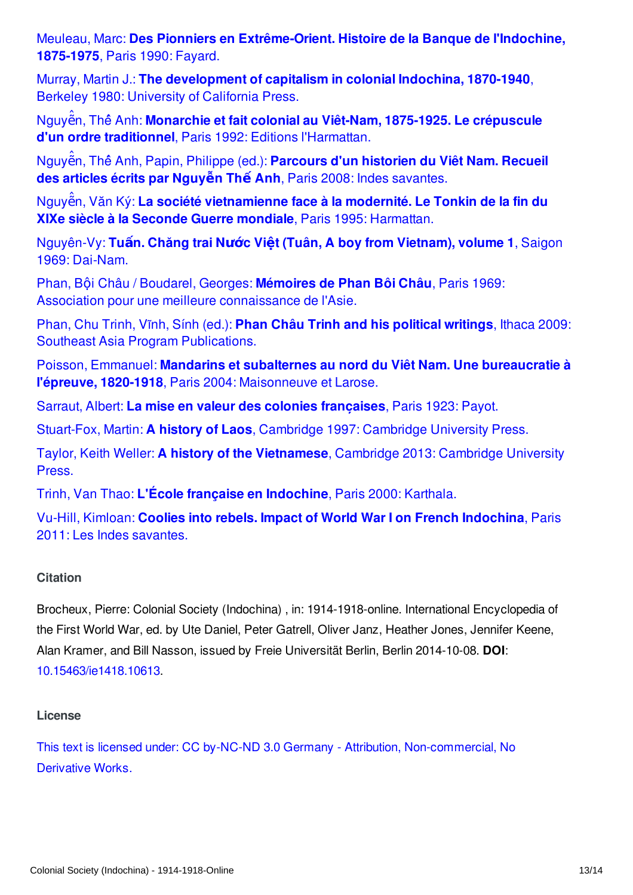Meuleau, Marc: **Des Pionniers en Extrême-Orient. Histoire de la Banque de l'Indochine, 1875-1975**, Paris 1990: Fayard.

Murray, Martin J.: **The development of capitalism in colonial Indochina, 1870-1940**, Berkeley 1980: University of California Press.

Nguyễn, Thế Anh: **Monarchie et fait colonial au Viêt-Nam, 1875-1925. Le crépuscule d'un ordre traditionnel**, Paris 1992: Editions l'Harmattan.

Nguyễn, Thế Anh, Papin, Philippe (ed.): **Parcours d'un historien du Viêt Nam. Recueil des articles écrits par Nguyễn Thế Anh**, Paris 2008: Indes savantes.

Nguyễn, Văn Ký: **La société vietnamienne face à la modernité. Le Tonkin de la fin du XIXe siècle à la Seconde Guerre mondiale**, Paris 1995: Harmattan.

Nguyên-Vy: **Tuấn. Chăng trai Nước Việt (Tuân, A boy from Vietnam), volume 1**, Saigon 1969: Dai-Nam.

Phan, Bội Châu / Boudarel, Georges: **Mémoires de Phan Bôi Châu**, Paris 1969: Association pour une meilleure connaissance de l'Asie.

Phan, Chu Trinh, Vĩnh, Sính (ed.): **Phan Châu Trinh and his political writings**, Ithaca 2009: Southeast Asia Program Publications.

Poisson, Emmanuel: **Mandarins et subalternes au nord du Viêt Nam. Une bureaucratie à l'épreuve, 1820-1918**, Paris 2004: Maisonneuve et Larose.

Sarraut, Albert: **La mise en valeur des colonies françaises**, Paris 1923: Payot.

Stuart-Fox, Martin: **A history of Laos**, Cambridge 1997: Cambridge University Press.

Taylor, Keith Weller: **A history of the Vietnamese**, Cambridge 2013: Cambridge University Press.

Trinh, Van Thao: **L'École française en Indochine**, Paris 2000: Karthala.

Vu-Hill, Kimloan: **Coolies into rebels. Impact of World War I on French Indochina**, Paris 2011: Les Indes savantes.

#### Citation

Brocheux, Pierre: Colonial Society (Indochina) , in: 1914-1918-online. International Encyclopedia of the First World War, ed. by Ute Daniel, Peter Gatrell, Oliver Janz, Heather Jones, Jennifer Keene, Alan Kramer, and Bill Nasson, issued by Freie Universität Berlin, Berlin 2014-10-08. **DOI**: 10.15463/ie1418.10613.

#### License

This text is licensed under: CC by-NC-ND 3.0 Germany - Attribution, Non-commercial, No Derivative Works.